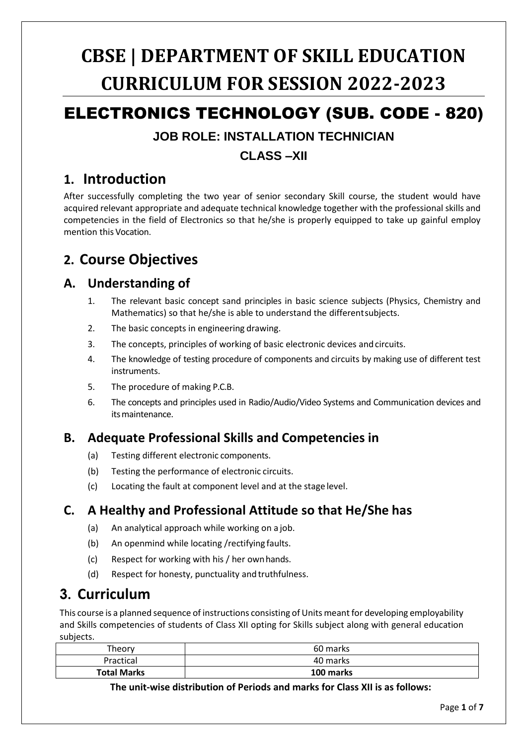# CBSE | DEPARTMENT OF SKILL EDUCATION CURRICULUM FOR SESSION 2022-2023

# ELECTRONICS TECHNOLOGY (SUB. CODE - 820)

### JOB ROLE: INSTALLATION TECHNICIAN

### CLASS –XII

## 1. Introduction

After successfully completing the two year of senior secondary Skill course, the student would have acquired relevant appropriate and adequate technical knowledge together with the professional skills and competencies in the field of Electronics so that he/she is properly equipped to take up gainful employ mention this Vocation.

## 2. Course Objectives

### A. Understanding of

1. The relevant basic concept sand principles in basic science subjects (Physics, Chemistry and Mathematics) so that he/she is able to understand the differentsubjects.
2. The basic concepts in engineering drawing.
3. The concepts, principles of working of basic electronic devices and circuits.
4. The knowledge of testing procedure of components and circuits by making use of different test instruments.
5. The procedure of making P.C.B.
6. The concepts and principles used in Radio/Audio/Video Systems and Communication devices and its maintenance.

### B. Adequate Professional Skills and Competencies in

(a) Testing different electronic components.

(b) Testing the performance of electronic circuits.

(c) Locating the fault at component level and at the stage level.

### C. A Healthy and Professional Attitude so that He/She has

(a) An analytical approach while working on a job.

(b) An openmind while locating /rectifying faults.

(c) Respect for working with his / her own hands.

(d) Respect for honesty, punctuality and truthfulness.

## 3. Curriculum

This course is a planned sequence of instructions consisting of Units meant for developing employability and Skills competencies of students of Class XII opting for Skills subject along with general education subjects.

| Theory | 60 marks |
|---|---|
| Practical | 40 marks |
| **Total Marks** | **100 marks** |

**The unit-wise distribution of Periods and marks for Class XII is as follows:**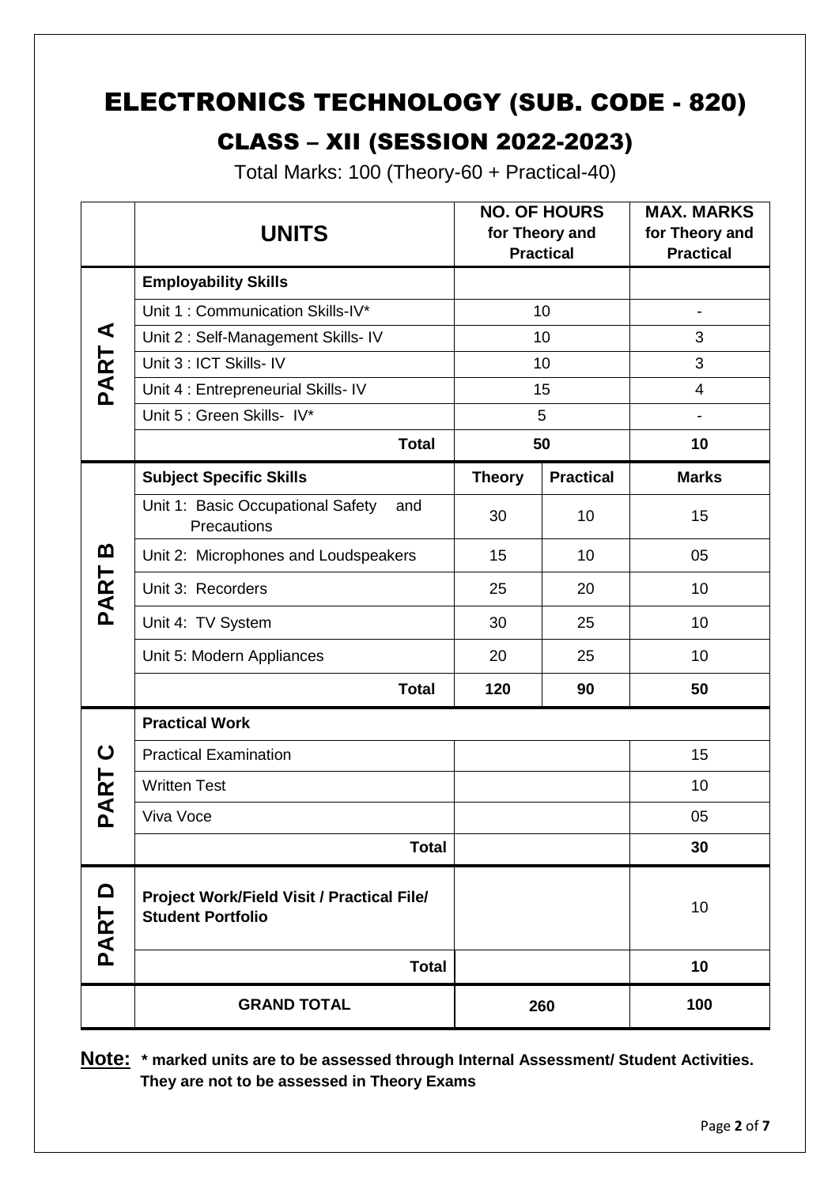# ELECTRONICS TECHNOLOGY (SUB. CODE - 820)

## CLASS – XII (SESSION 2022-2023)

Total Marks: 100 (Theory-60 + Practical-40)

| | **UNITS** | **NO. OF HOURS for Theory and Practical** | | **MAX. MARKS for Theory and Practical** |
|---|---|---|---|---|
| **PART A** | **Employability Skills** | | | |
| | Unit 1 : Communication Skills-IV* | 10 | | - |
| | Unit 2 : Self-Management Skills- IV | 10 | | 3 |
| | Unit 3 : ICT Skills- IV | 10 | | 3 |
| | Unit 4 : Entrepreneurial Skills- IV | 15 | | 4 |
| | Unit 5 : Green Skills- IV* | 5 | | - |
| | **Total** | **50** | | **10** |
| **PART B** | **Subject Specific Skills** | **Theory** | **Practical** | **Marks** |
| | Unit 1: Basic Occupational Safety and Precautions | 30 | 10 | 15 |
| | Unit 2: Microphones and Loudspeakers | 15 | 10 | 05 |
| | Unit 3: Recorders | 25 | 20 | 10 |
| | Unit 4: TV System | 30 | 25 | 10 |
| | Unit 5: Modern Appliances | 20 | 25 | 10 |
| | **Total** | **120** | **90** | **50** |
| **PART C** | **Practical Work** | | | |
| | Practical Examination | | | 15 |
| | Written Test | | | 10 |
| | Viva Voce | | | 05 |
| | **Total** | | | **30** |
| **PART D** | **Project Work/Field Visit / Practical File/ Student Portfolio** | | | 10 |
| | **Total** | | | **10** |
| | **GRAND TOTAL** | **260** | | **100** |

**Note: * marked units are to be assessed through Internal Assessment/ Student Activities. They are not to be assessed in Theory Exams**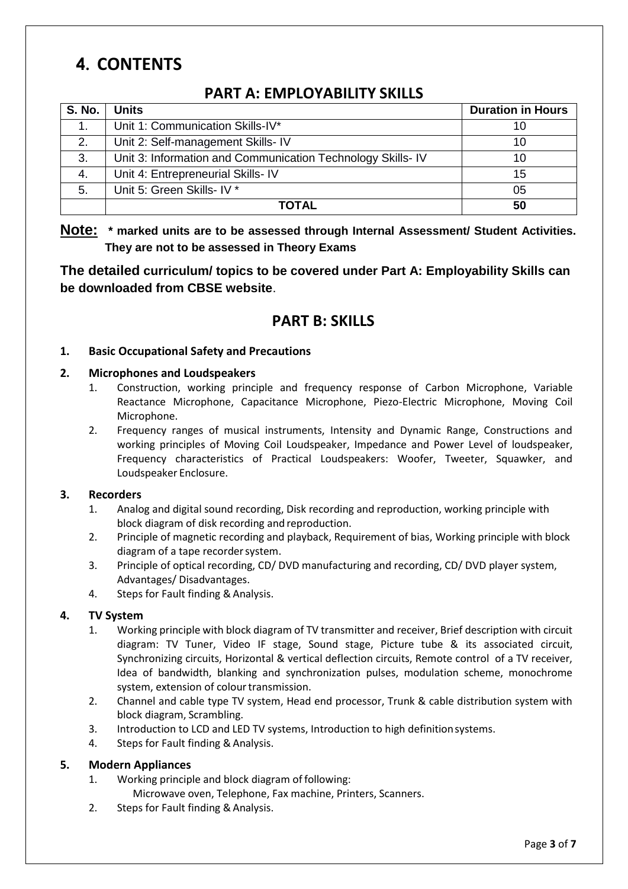# 4. CONTENTS

## PART A: EMPLOYABILITY SKILLS

| S. No. | Units | Duration in Hours |
|---|---|---|
| 1. | Unit 1: Communication Skills-IV* | 10 |
| 2. | Unit 2: Self-management Skills- IV | 10 |
| 3. | Unit 3: Information and Communication Technology Skills- IV | 10 |
| 4. | Unit 4: Entrepreneurial Skills- IV | 15 |
| 5. | Unit 5: Green Skills- IV * | 05 |
| | **TOTAL** | **50** |

**Note:** **\* marked units are to be assessed through Internal Assessment/ Student Activities. They are not to be assessed in Theory Exams**

**The detailed curriculum/ topics to be covered under Part A: Employability Skills can be downloaded from CBSE website**.

## PART B: SKILLS

**1. Basic Occupational Safety and Precautions**

**2. Microphones and Loudspeakers**

1. Construction, working principle and frequency response of Carbon Microphone, Variable Reactance Microphone, Capacitance Microphone, Piezo-Electric Microphone, Moving Coil Microphone.
2. Frequency ranges of musical instruments, Intensity and Dynamic Range, Constructions and working principles of Moving Coil Loudspeaker, Impedance and Power Level of loudspeaker, Frequency characteristics of Practical Loudspeakers: Woofer, Tweeter, Squawker, and Loudspeaker Enclosure.

**3. Recorders**

1. Analog and digital sound recording, Disk recording and reproduction, working principle with block diagram of disk recording and reproduction.
2. Principle of magnetic recording and playback, Requirement of bias, Working principle with block diagram of a tape recorder system.
3. Principle of optical recording, CD/ DVD manufacturing and recording, CD/ DVD player system, Advantages/ Disadvantages.
4. Steps for Fault finding & Analysis.

**4. TV System**

1. Working principle with block diagram of TV transmitter and receiver, Brief description with circuit diagram: TV Tuner, Video IF stage, Sound stage, Picture tube & its associated circuit, Synchronizing circuits, Horizontal & vertical deflection circuits, Remote control of a TV receiver, Idea of bandwidth, blanking and synchronization pulses, modulation scheme, monochrome system, extension of colour transmission.
2. Channel and cable type TV system, Head end processor, Trunk & cable distribution system with block diagram, Scrambling.
3. Introduction to LCD and LED TV systems, Introduction to high definition systems.
4. Steps for Fault finding & Analysis.

**5. Modern Appliances**

1. Working principle and block diagram of following:
   Microwave oven, Telephone, Fax machine, Printers, Scanners.
2. Steps for Fault finding & Analysis.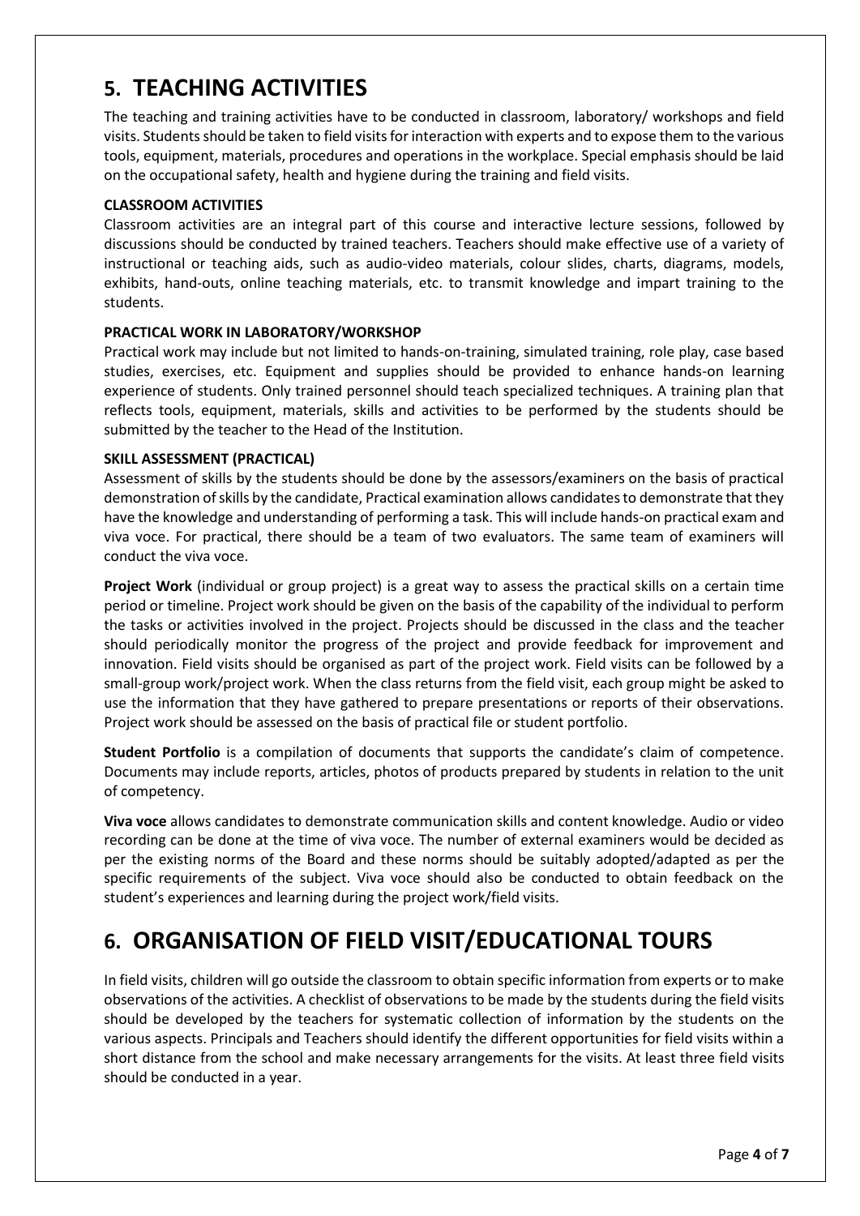# 5. TEACHING ACTIVITIES

The teaching and training activities have to be conducted in classroom, laboratory/ workshops and field visits. Students should be taken to field visits for interaction with experts and to expose them to the various tools, equipment, materials, procedures and operations in the workplace. Special emphasis should be laid on the occupational safety, health and hygiene during the training and field visits.

**CLASSROOM ACTIVITIES**

Classroom activities are an integral part of this course and interactive lecture sessions, followed by discussions should be conducted by trained teachers. Teachers should make effective use of a variety of instructional or teaching aids, such as audio-video materials, colour slides, charts, diagrams, models, exhibits, hand-outs, online teaching materials, etc. to transmit knowledge and impart training to the students.

**PRACTICAL WORK IN LABORATORY/WORKSHOP**

Practical work may include but not limited to hands-on-training, simulated training, role play, case based studies, exercises, etc. Equipment and supplies should be provided to enhance hands-on learning experience of students. Only trained personnel should teach specialized techniques. A training plan that reflects tools, equipment, materials, skills and activities to be performed by the students should be submitted by the teacher to the Head of the Institution.

**SKILL ASSESSMENT (PRACTICAL)**

Assessment of skills by the students should be done by the assessors/examiners on the basis of practical demonstration of skills by the candidate, Practical examination allows candidates to demonstrate that they have the knowledge and understanding of performing a task. This will include hands-on practical exam and viva voce. For practical, there should be a team of two evaluators. The same team of examiners will conduct the viva voce.

**Project Work** (individual or group project) is a great way to assess the practical skills on a certain time period or timeline. Project work should be given on the basis of the capability of the individual to perform the tasks or activities involved in the project. Projects should be discussed in the class and the teacher should periodically monitor the progress of the project and provide feedback for improvement and innovation. Field visits should be organised as part of the project work. Field visits can be followed by a small-group work/project work. When the class returns from the field visit, each group might be asked to use the information that they have gathered to prepare presentations or reports of their observations. Project work should be assessed on the basis of practical file or student portfolio.

**Student Portfolio** is a compilation of documents that supports the candidate's claim of competence. Documents may include reports, articles, photos of products prepared by students in relation to the unit of competency.

**Viva voce** allows candidates to demonstrate communication skills and content knowledge. Audio or video recording can be done at the time of viva voce. The number of external examiners would be decided as per the existing norms of the Board and these norms should be suitably adopted/adapted as per the specific requirements of the subject. Viva voce should also be conducted to obtain feedback on the student's experiences and learning during the project work/field visits.

# 6. ORGANISATION OF FIELD VISIT/EDUCATIONAL TOURS

In field visits, children will go outside the classroom to obtain specific information from experts or to make observations of the activities. A checklist of observations to be made by the students during the field visits should be developed by the teachers for systematic collection of information by the students on the various aspects. Principals and Teachers should identify the different opportunities for field visits within a short distance from the school and make necessary arrangements for the visits. At least three field visits should be conducted in a year.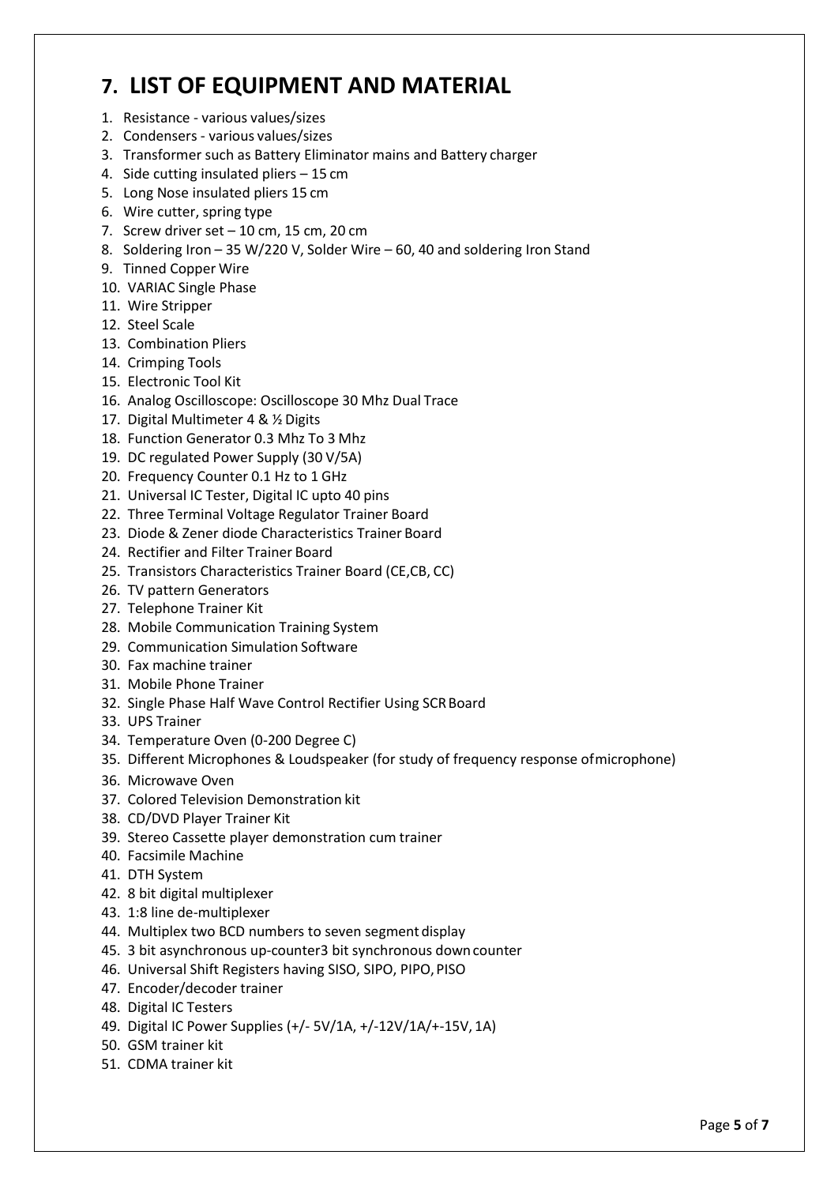# 7. LIST OF EQUIPMENT AND MATERIAL

1. Resistance - various values/sizes
2. Condensers - various values/sizes
3. Transformer such as Battery Eliminator mains and Battery charger
4. Side cutting insulated pliers – 15 cm
5. Long Nose insulated pliers 15 cm
6. Wire cutter, spring type
7. Screw driver set – 10 cm, 15 cm, 20 cm
8. Soldering Iron – 35 W/220 V, Solder Wire – 60, 40 and soldering Iron Stand
9. Tinned Copper Wire
10. VARIAC Single Phase
11. Wire Stripper
12. Steel Scale
13. Combination Pliers
14. Crimping Tools
15. Electronic Tool Kit
16. Analog Oscilloscope: Oscilloscope 30 Mhz Dual Trace
17. Digital Multimeter 4 & ½ Digits
18. Function Generator 0.3 Mhz To 3 Mhz
19. DC regulated Power Supply (30 V/5A)
20. Frequency Counter 0.1 Hz to 1 GHz
21. Universal IC Tester, Digital IC upto 40 pins
22. Three Terminal Voltage Regulator Trainer Board
23. Diode & Zener diode Characteristics Trainer Board
24. Rectifier and Filter Trainer Board
25. Transistors Characteristics Trainer Board (CE,CB, CC)
26. TV pattern Generators
27. Telephone Trainer Kit
28. Mobile Communication Training System
29. Communication Simulation Software
30. Fax machine trainer
31. Mobile Phone Trainer
32. Single Phase Half Wave Control Rectifier Using SCR Board
33. UPS Trainer
34. Temperature Oven (0-200 Degree C)
35. Different Microphones & Loudspeaker (for study of frequency response of microphone)
36. Microwave Oven
37. Colored Television Demonstration kit
38. CD/DVD Player Trainer Kit
39. Stereo Cassette player demonstration cum trainer
40. Facsimile Machine
41. DTH System
42. 8 bit digital multiplexer
43. 1:8 line de-multiplexer
44. Multiplex two BCD numbers to seven segment display
45. 3 bit asynchronous up-counter3 bit synchronous down counter
46. Universal Shift Registers having SISO, SIPO, PIPO, PISO
47. Encoder/decoder trainer
48. Digital IC Testers
49. Digital IC Power Supplies (+/- 5V/1A, +/-12V/1A/+-15V, 1A)
50. GSM trainer kit
51. CDMA trainer kit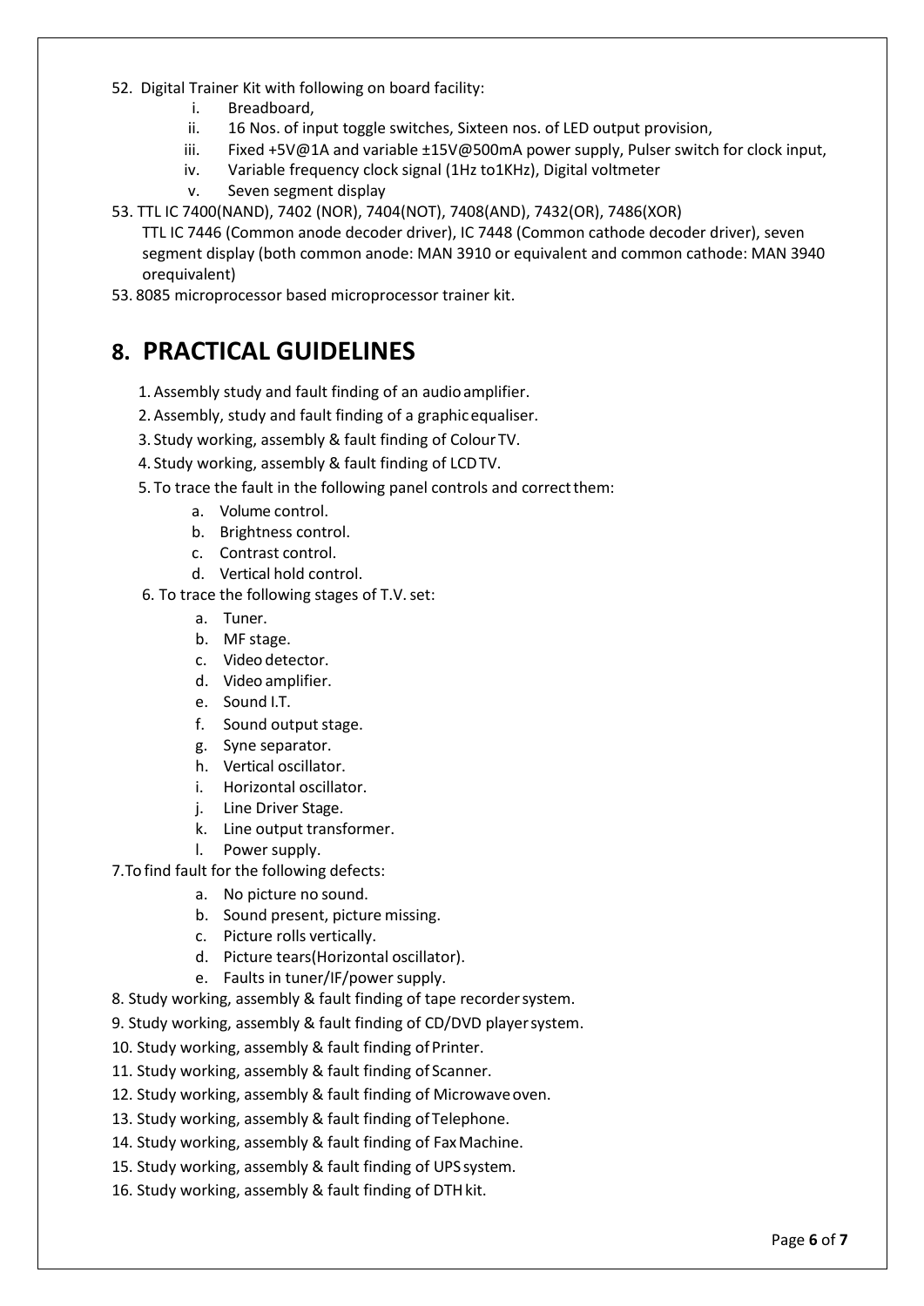52. Digital Trainer Kit with following on board facility:
    i. Breadboard,
    ii. 16 Nos. of input toggle switches, Sixteen nos. of LED output provision,
    iii. Fixed +5V@1A and variable ±15V@500mA power supply, Pulser switch for clock input,
    iv. Variable frequency clock signal (1Hz to1KHz), Digital voltmeter
    v. Seven segment display

53. TTL IC 7400(NAND), 7402 (NOR), 7404(NOT), 7408(AND), 7432(OR), 7486(XOR)
    TTL IC 7446 (Common anode decoder driver), IC 7448 (Common cathode decoder driver), seven segment display (both common anode: MAN 3910 or equivalent and common cathode: MAN 3940 orequivalent)

53. 8085 microprocessor based microprocessor trainer kit.

# 8. PRACTICAL GUIDELINES

1. Assembly study and fault finding of an audio amplifier.
2. Assembly, study and fault finding of a graphic equaliser.
3. Study working, assembly & fault finding of Colour TV.
4. Study working, assembly & fault finding of LCD TV.
5. To trace the fault in the following panel controls and correct them:
    a. Volume control.
    b. Brightness control.
    c. Contrast control.
    d. Vertical hold control.
6. To trace the following stages of T.V. set:
    a. Tuner.
    b. MF stage.
    c. Video detector.
    d. Video amplifier.
    e. Sound I.T.
    f. Sound output stage.
    g. Syne separator.
    h. Vertical oscillator.
    i. Horizontal oscillator.
    j. Line Driver Stage.
    k. Line output transformer.
    l. Power supply.
7. To find fault for the following defects:
    a. No picture no sound.
    b. Sound present, picture missing.
    c. Picture rolls vertically.
    d. Picture tears(Horizontal oscillator).
    e. Faults in tuner/IF/power supply.
8. Study working, assembly & fault finding of tape recorder system.
9. Study working, assembly & fault finding of CD/DVD player system.
10. Study working, assembly & fault finding of Printer.
11. Study working, assembly & fault finding of Scanner.
12. Study working, assembly & fault finding of Microwave oven.
13. Study working, assembly & fault finding of Telephone.
14. Study working, assembly & fault finding of Fax Machine.
15. Study working, assembly & fault finding of UPS system.
16. Study working, assembly & fault finding of DTH kit.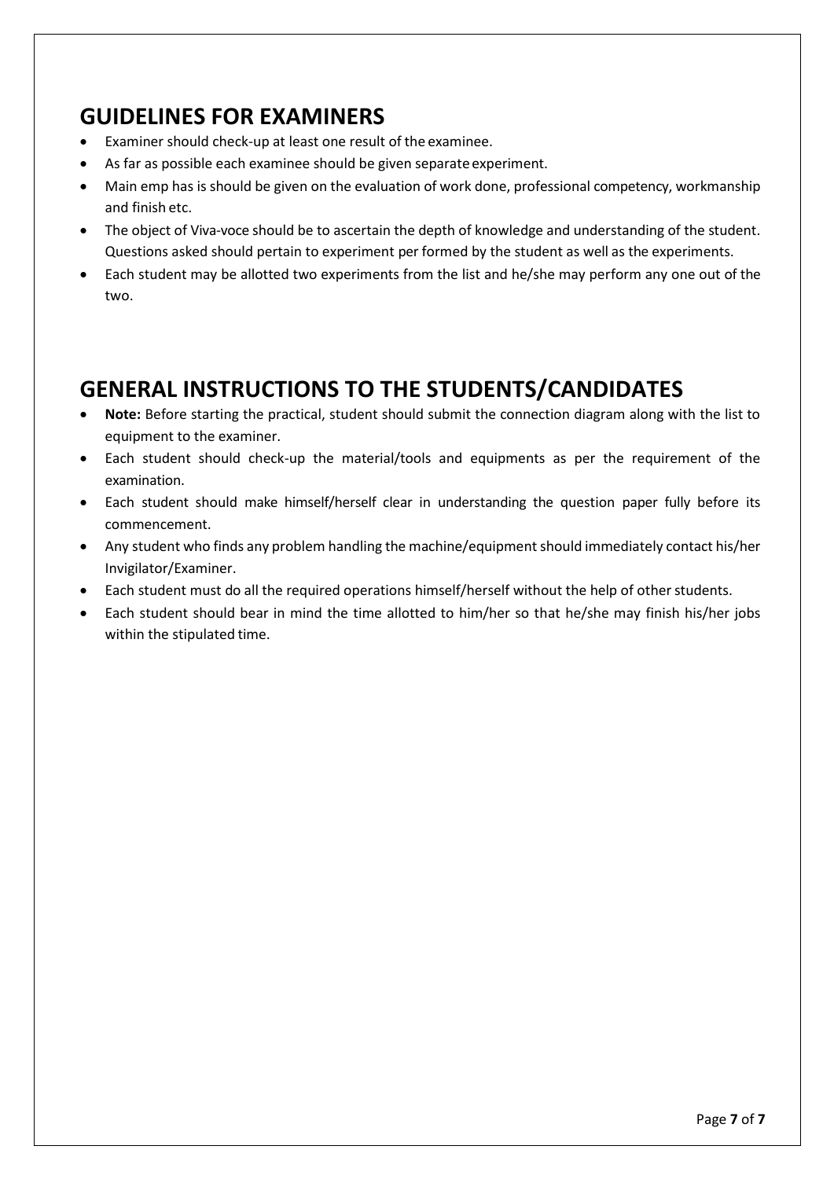## GUIDELINES FOR EXAMINERS

- Examiner should check-up at least one result of the examinee.
- As far as possible each examinee should be given separate experiment.
- Main emp has is should be given on the evaluation of work done, professional competency, workmanship and finish etc.
- The object of Viva-voce should be to ascertain the depth of knowledge and understanding of the student. Questions asked should pertain to experiment per formed by the student as well as the experiments.
- Each student may be allotted two experiments from the list and he/she may perform any one out of the two.

## GENERAL INSTRUCTIONS TO THE STUDENTS/CANDIDATES

- **Note:** Before starting the practical, student should submit the connection diagram along with the list to equipment to the examiner.
- Each student should check-up the material/tools and equipments as per the requirement of the examination.
- Each student should make himself/herself clear in understanding the question paper fully before its commencement.
- Any student who finds any problem handling the machine/equipment should immediately contact his/her Invigilator/Examiner.
- Each student must do all the required operations himself/herself without the help of other students.
- Each student should bear in mind the time allotted to him/her so that he/she may finish his/her jobs within the stipulated time.